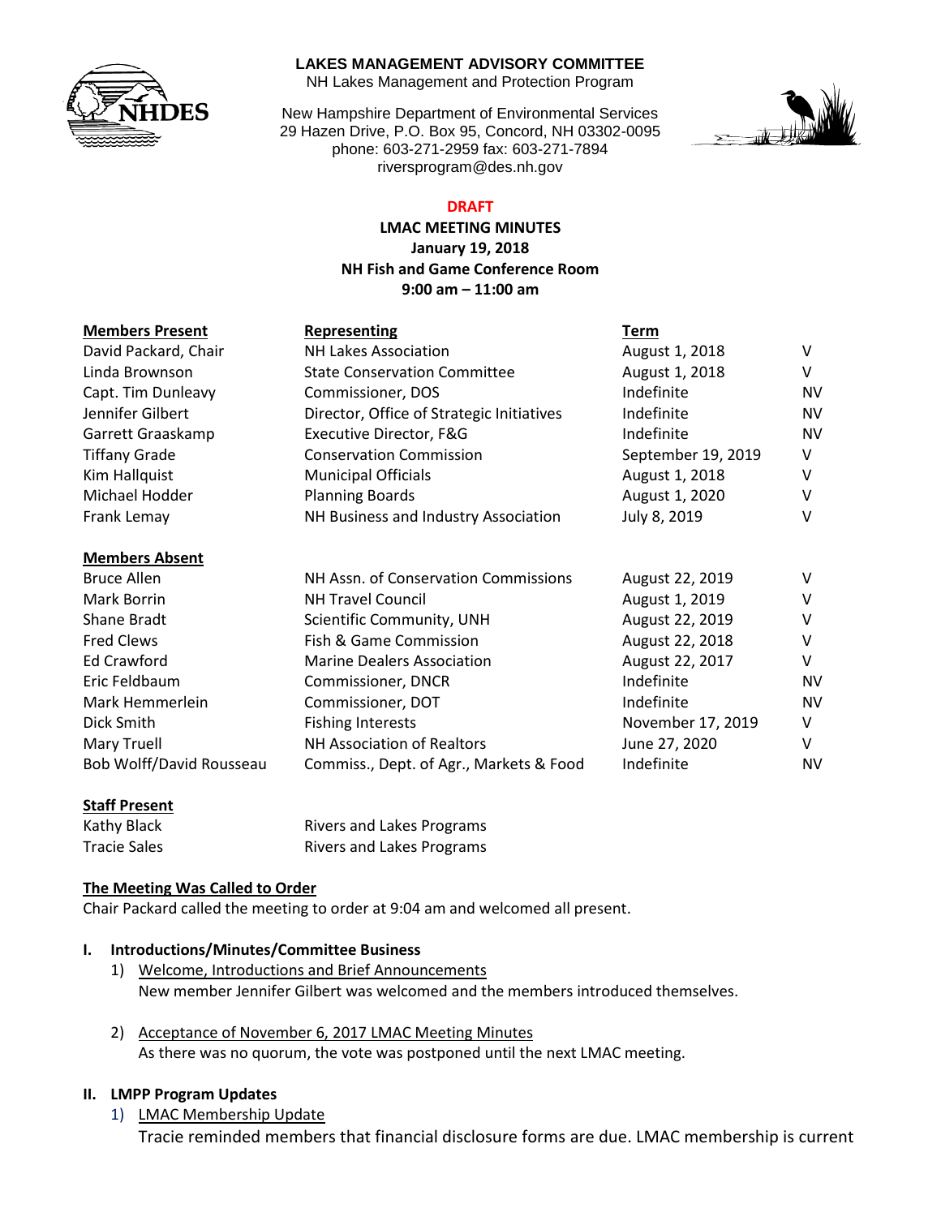**LAKES MANAGEMENT ADVISORY COMMITTEE**
NH Lakes Management and Protection Program

New Hampshire Department of Environmental Services
29 Hazen Drive, P.O. Box 95, Concord, NH 03302-0095
phone: 603-271-2959 fax: 603-271-7894
riversprogram@des.nh.gov

**DRAFT**

**LMAC MEETING MINUTES**
**January 19, 2018**
**NH Fish and Game Conference Room**
**9:00 am – 11:00 am**

| **Members Present** | **Representing** | **Term** | |
|---|---|---|---|
| David Packard, Chair | NH Lakes Association | August 1, 2018 | V |
| Linda Brownson | State Conservation Committee | August 1, 2018 | V |
| Capt. Tim Dunleavy | Commissioner, DOS | Indefinite | NV |
| Jennifer Gilbert | Director, Office of Strategic Initiatives | Indefinite | NV |
| Garrett Graaskamp | Executive Director, F&G | Indefinite | NV |
| Tiffany Grade | Conservation Commission | September 19, 2019 | V |
| Kim Hallquist | Municipal Officials | August 1, 2018 | V |
| Michael Hodder | Planning Boards | August 1, 2020 | V |
| Frank Lemay | NH Business and Industry Association | July 8, 2019 | V |

| **Members Absent** | | | |
|---|---|---|---|
| Bruce Allen | NH Assn. of Conservation Commissions | August 22, 2019 | V |
| Mark Borrin | NH Travel Council | August 1, 2019 | V |
| Shane Bradt | Scientific Community, UNH | August 22, 2019 | V |
| Fred Clews | Fish & Game Commission | August 22, 2018 | V |
| Ed Crawford | Marine Dealers Association | August 22, 2017 | V |
| Eric Feldbaum | Commissioner, DNCR | Indefinite | NV |
| Mark Hemmerlein | Commissioner, DOT | Indefinite | NV |
| Dick Smith | Fishing Interests | November 17, 2019 | V |
| Mary Truell | NH Association of Realtors | June 27, 2020 | V |
| Bob Wolff/David Rousseau | Commiss., Dept. of Agr., Markets & Food | Indefinite | NV |

| **Staff Present** | |
|---|---|
| Kathy Black | Rivers and Lakes Programs |
| Tracie Sales | Rivers and Lakes Programs |

**The Meeting Was Called to Order**

Chair Packard called the meeting to order at 9:04 am and welcomed all present.

**I. Introductions/Minutes/Committee Business**

1) Welcome, Introductions and Brief Announcements
   New member Jennifer Gilbert was welcomed and the members introduced themselves.

2) Acceptance of November 6, 2017 LMAC Meeting Minutes
   As there was no quorum, the vote was postponed until the next LMAC meeting.

**II. LMPP Program Updates**

1) LMAC Membership Update
   Tracie reminded members that financial disclosure forms are due. LMAC membership is current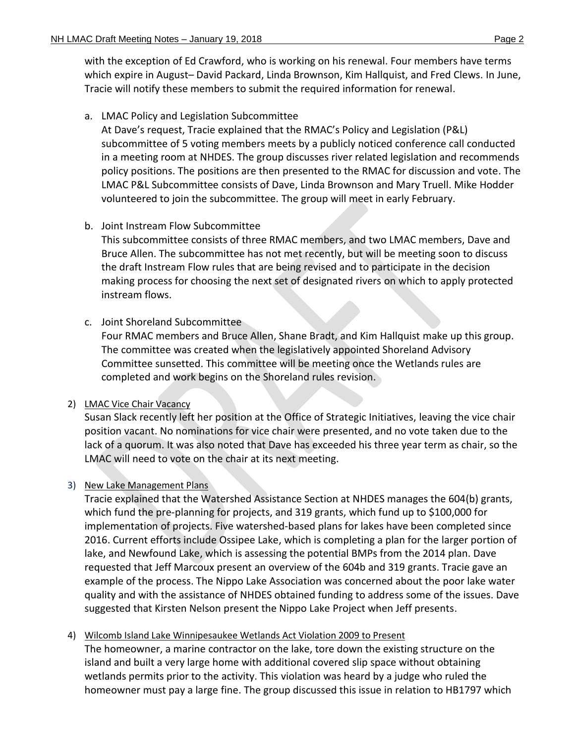with the exception of Ed Crawford, who is working on his renewal. Four members have terms which expire in August– David Packard, Linda Brownson, Kim Hallquist, and Fred Clews. In June, Tracie will notify these members to submit the required information for renewal.

a. LMAC Policy and Legislation Subcommittee
   At Dave's request, Tracie explained that the RMAC's Policy and Legislation (P&L) subcommittee of 5 voting members meets by a publicly noticed conference call conducted in a meeting room at NHDES. The group discusses river related legislation and recommends policy positions. The positions are then presented to the RMAC for discussion and vote. The LMAC P&L Subcommittee consists of Dave, Linda Brownson and Mary Truell. Mike Hodder volunteered to join the subcommittee. The group will meet in early February.

b. Joint Instream Flow Subcommittee
   This subcommittee consists of three RMAC members, and two LMAC members, Dave and Bruce Allen. The subcommittee has not met recently, but will be meeting soon to discuss the draft Instream Flow rules that are being revised and to participate in the decision making process for choosing the next set of designated rivers on which to apply protected instream flows.

c. Joint Shoreland Subcommittee
   Four RMAC members and Bruce Allen, Shane Bradt, and Kim Hallquist make up this group. The committee was created when the legislatively appointed Shoreland Advisory Committee sunsetted. This committee will be meeting once the Wetlands rules are completed and work begins on the Shoreland rules revision.

2) LMAC Vice Chair Vacancy
   Susan Slack recently left her position at the Office of Strategic Initiatives, leaving the vice chair position vacant. No nominations for vice chair were presented, and no vote taken due to the lack of a quorum. It was also noted that Dave has exceeded his three year term as chair, so the LMAC will need to vote on the chair at its next meeting.

3) New Lake Management Plans
   Tracie explained that the Watershed Assistance Section at NHDES manages the 604(b) grants, which fund the pre-planning for projects, and 319 grants, which fund up to $100,000 for implementation of projects. Five watershed-based plans for lakes have been completed since 2016. Current efforts include Ossipee Lake, which is completing a plan for the larger portion of lake, and Newfound Lake, which is assessing the potential BMPs from the 2014 plan. Dave requested that Jeff Marcoux present an overview of the 604b and 319 grants. Tracie gave an example of the process. The Nippo Lake Association was concerned about the poor lake water quality and with the assistance of NHDES obtained funding to address some of the issues. Dave suggested that Kirsten Nelson present the Nippo Lake Project when Jeff presents.

4) Wilcomb Island Lake Winnipesaukee Wetlands Act Violation 2009 to Present
   The homeowner, a marine contractor on the lake, tore down the existing structure on the island and built a very large home with additional covered slip space without obtaining wetlands permits prior to the activity. This violation was heard by a judge who ruled the homeowner must pay a large fine. The group discussed this issue in relation to HB1797 which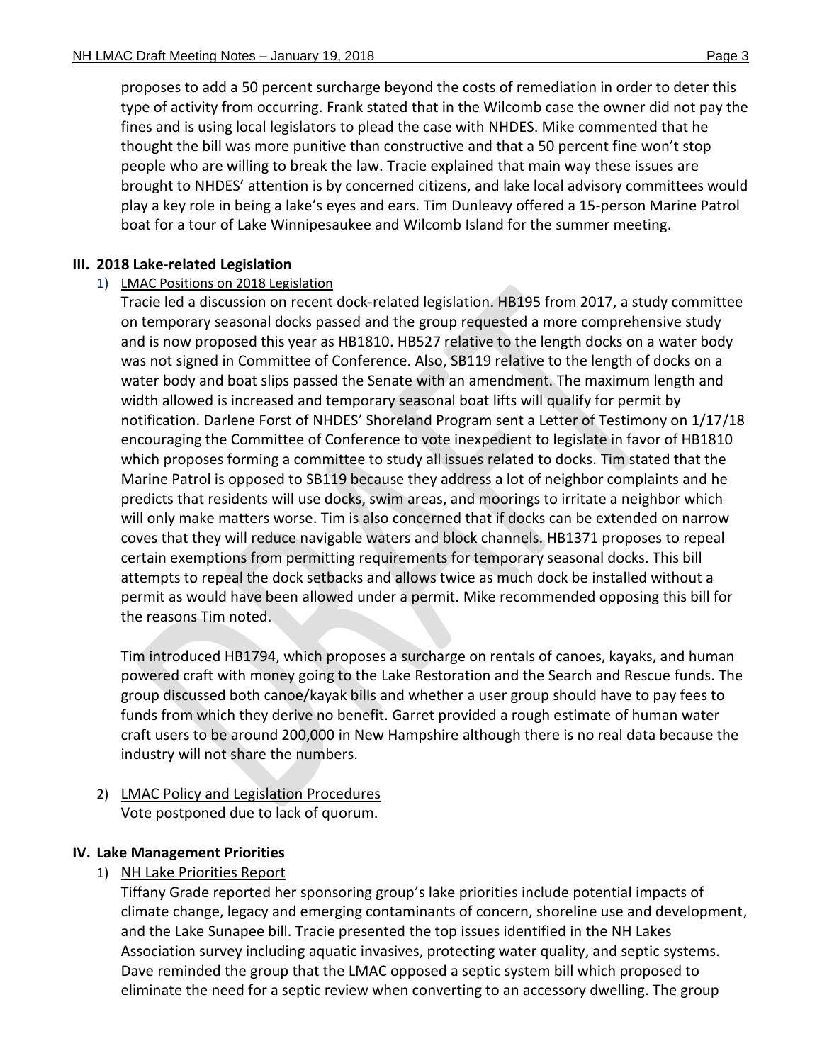proposes to add a 50 percent surcharge beyond the costs of remediation in order to deter this type of activity from occurring. Frank stated that in the Wilcomb case the owner did not pay the fines and is using local legislators to plead the case with NHDES. Mike commented that he thought the bill was more punitive than constructive and that a 50 percent fine won't stop people who are willing to break the law. Tracie explained that main way these issues are brought to NHDES' attention is by concerned citizens, and lake local advisory committees would play a key role in being a lake's eyes and ears. Tim Dunleavy offered a 15-person Marine Patrol boat for a tour of Lake Winnipesaukee and Wilcomb Island for the summer meeting.

## III. 2018 Lake-related Legislation

1) LMAC Positions on 2018 Legislation

Tracie led a discussion on recent dock-related legislation. HB195 from 2017, a study committee on temporary seasonal docks passed and the group requested a more comprehensive study and is now proposed this year as HB1810. HB527 relative to the length docks on a water body was not signed in Committee of Conference. Also, SB119 relative to the length of docks on a water body and boat slips passed the Senate with an amendment. The maximum length and width allowed is increased and temporary seasonal boat lifts will qualify for permit by notification. Darlene Forst of NHDES' Shoreland Program sent a Letter of Testimony on 1/17/18 encouraging the Committee of Conference to vote inexpedient to legislate in favor of HB1810 which proposes forming a committee to study all issues related to docks. Tim stated that the Marine Patrol is opposed to SB119 because they address a lot of neighbor complaints and he predicts that residents will use docks, swim areas, and moorings to irritate a neighbor which will only make matters worse. Tim is also concerned that if docks can be extended on narrow coves that they will reduce navigable waters and block channels. HB1371 proposes to repeal certain exemptions from permitting requirements for temporary seasonal docks. This bill attempts to repeal the dock setbacks and allows twice as much dock be installed without a permit as would have been allowed under a permit. Mike recommended opposing this bill for the reasons Tim noted.

Tim introduced HB1794, which proposes a surcharge on rentals of canoes, kayaks, and human powered craft with money going to the Lake Restoration and the Search and Rescue funds. The group discussed both canoe/kayak bills and whether a user group should have to pay fees to funds from which they derive no benefit. Garret provided a rough estimate of human water craft users to be around 200,000 in New Hampshire although there is no real data because the industry will not share the numbers.

2) LMAC Policy and Legislation Procedures

Vote postponed due to lack of quorum.

## IV. Lake Management Priorities

1) NH Lake Priorities Report

Tiffany Grade reported her sponsoring group's lake priorities include potential impacts of climate change, legacy and emerging contaminants of concern, shoreline use and development, and the Lake Sunapee bill. Tracie presented the top issues identified in the NH Lakes Association survey including aquatic invasives, protecting water quality, and septic systems. Dave reminded the group that the LMAC opposed a septic system bill which proposed to eliminate the need for a septic review when converting to an accessory dwelling. The group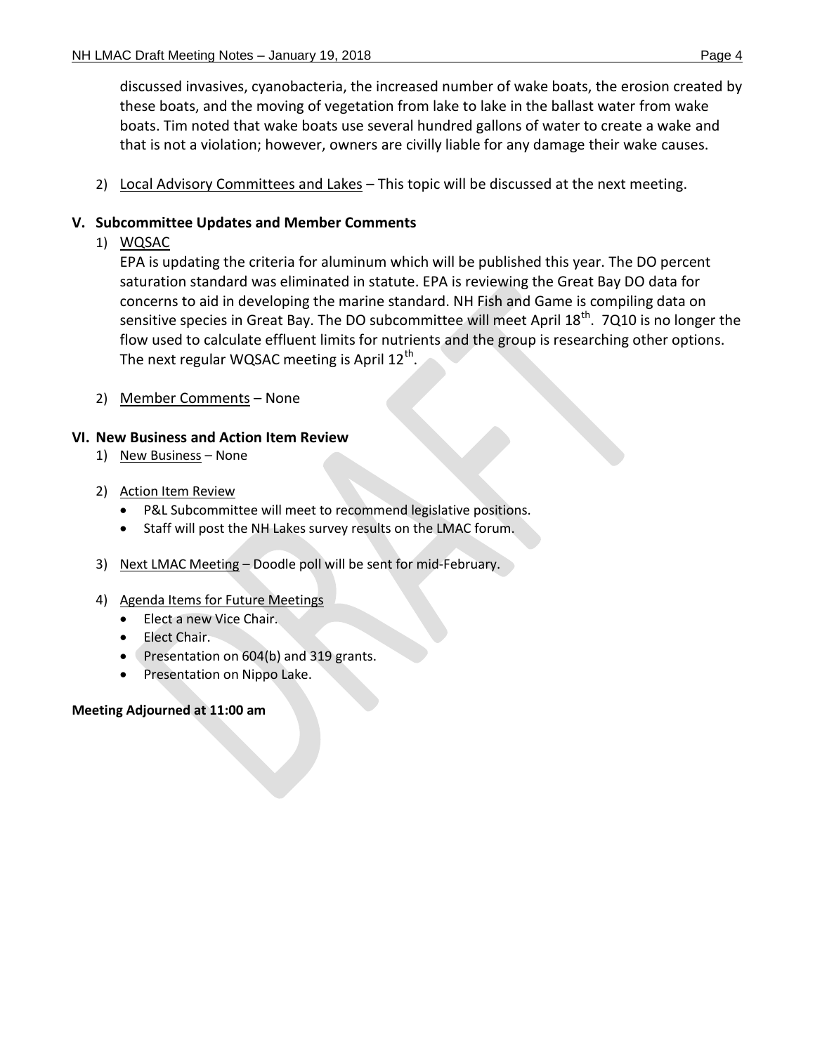discussed invasives, cyanobacteria, the increased number of wake boats, the erosion created by these boats, and the moving of vegetation from lake to lake in the ballast water from wake boats. Tim noted that wake boats use several hundred gallons of water to create a wake and that is not a violation; however, owners are civilly liable for any damage their wake causes.

2) Local Advisory Committees and Lakes – This topic will be discussed at the next meeting.

## V. Subcommittee Updates and Member Comments

1) WQSAC

EPA is updating the criteria for aluminum which will be published this year. The DO percent saturation standard was eliminated in statute. EPA is reviewing the Great Bay DO data for concerns to aid in developing the marine standard. NH Fish and Game is compiling data on sensitive species in Great Bay. The DO subcommittee will meet April 18th. 7Q10 is no longer the flow used to calculate effluent limits for nutrients and the group is researching other options. The next regular WQSAC meeting is April 12th.

2) Member Comments – None

## VI. New Business and Action Item Review

1) New Business – None

2) Action Item Review
   - P&L Subcommittee will meet to recommend legislative positions.
   - Staff will post the NH Lakes survey results on the LMAC forum.

3) Next LMAC Meeting – Doodle poll will be sent for mid-February.

4) Agenda Items for Future Meetings
   - Elect a new Vice Chair.
   - Elect Chair.
   - Presentation on 604(b) and 319 grants.
   - Presentation on Nippo Lake.

**Meeting Adjourned at 11:00 am**